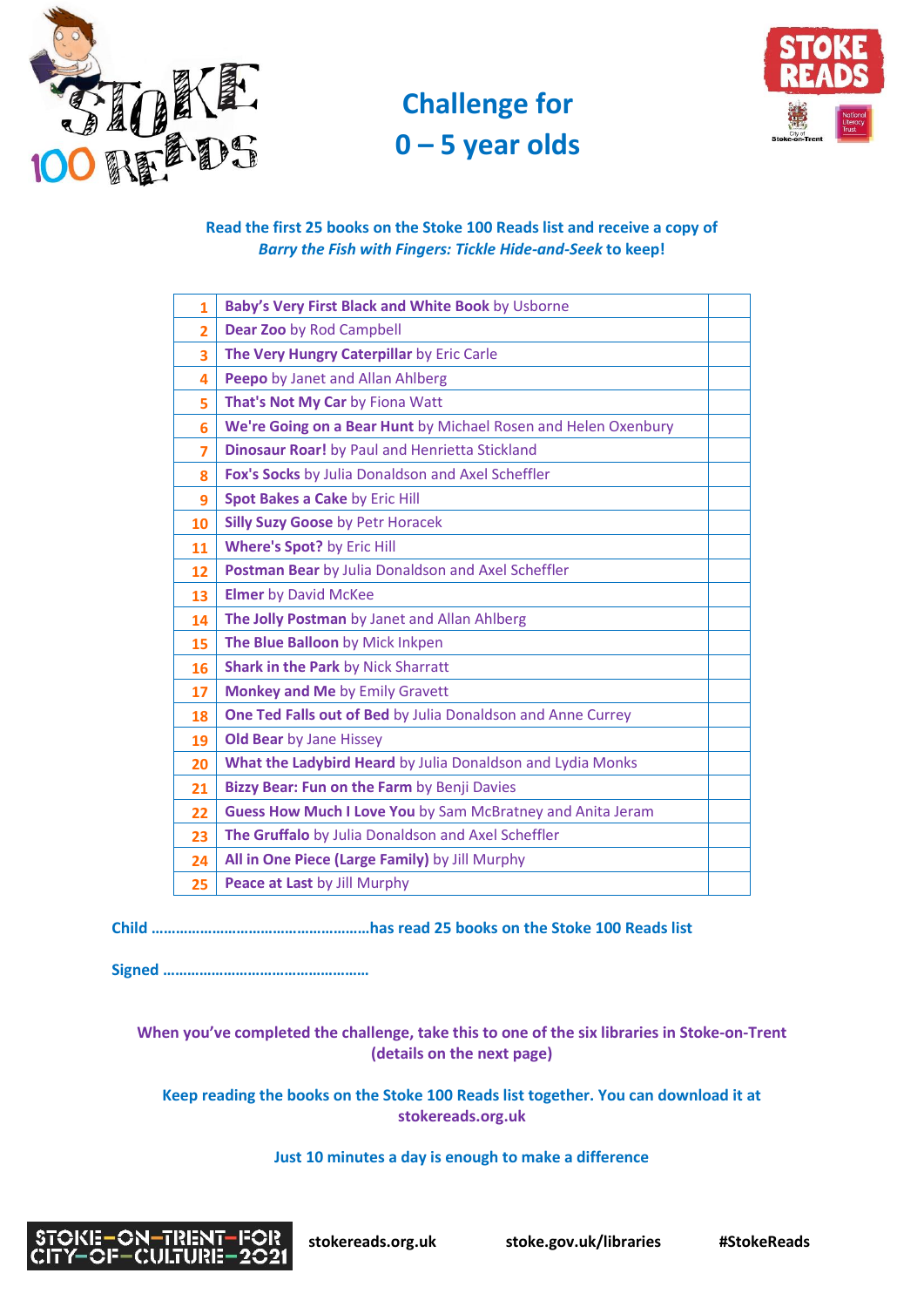# Challenge for 0 – 5 year olds

**Read the first 25 books on the Stoke 100 Reads list and receive a copy of *Barry the Fish with Fingers: Tickle Hide-and-Seek* to keep!**

| | | |
|---|---|---|
| 1 | **Baby's Very First Black and White Book** by Usborne | |
| 2 | **Dear Zoo** by Rod Campbell | |
| 3 | **The Very Hungry Caterpillar** by Eric Carle | |
| 4 | **Peepo** by Janet and Allan Ahlberg | |
| 5 | **That's Not My Car** by Fiona Watt | |
| 6 | **We're Going on a Bear Hunt** by Michael Rosen and Helen Oxenbury | |
| 7 | **Dinosaur Roar!** by Paul and Henrietta Stickland | |
| 8 | **Fox's Socks** by Julia Donaldson and Axel Scheffler | |
| 9 | **Spot Bakes a Cake** by Eric Hill | |
| 10 | **Silly Suzy Goose** by Petr Horacek | |
| 11 | **Where's Spot?** by Eric Hill | |
| 12 | **Postman Bear** by Julia Donaldson and Axel Scheffler | |
| 13 | **Elmer** by David McKee | |
| 14 | **The Jolly Postman** by Janet and Allan Ahlberg | |
| 15 | **The Blue Balloon** by Mick Inkpen | |
| 16 | **Shark in the Park** by Nick Sharratt | |
| 17 | **Monkey and Me** by Emily Gravett | |
| 18 | **One Ted Falls out of Bed** by Julia Donaldson and Anne Currey | |
| 19 | **Old Bear** by Jane Hissey | |
| 20 | **What the Ladybird Heard** by Julia Donaldson and Lydia Monks | |
| 21 | **Bizzy Bear: Fun on the Farm** by Benji Davies | |
| 22 | **Guess How Much I Love You** by Sam McBratney and Anita Jeram | |
| 23 | **The Gruffalo** by Julia Donaldson and Axel Scheffler | |
| 24 | **All in One Piece (Large Family)** by Jill Murphy | |
| 25 | **Peace at Last** by Jill Murphy | |

**Child ……………………………………………has read 25 books on the Stoke 100 Reads list**

**Signed …………………………………………**

**When you've completed the challenge, take this to one of the six libraries in Stoke-on-Trent (details on the next page)**

**Keep reading the books on the Stoke 100 Reads list together. You can download it at stokereads.org.uk**

**Just 10 minutes a day is enough to make a difference**

**stokereads.org.uk** **stoke.gov.uk/libraries** **#StokeReads**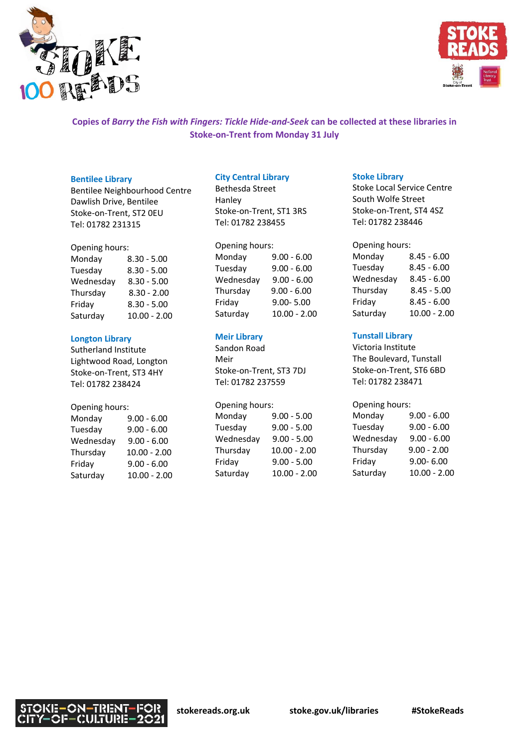**Copies of *Barry the Fish with Fingers: Tickle Hide-and-Seek* can be collected at these libraries in Stoke-on-Trent from Monday 31 July**

### Bentilee Library

Bentilee Neighbourhood Centre
Dawlish Drive, Bentilee
Stoke-on-Trent, ST2 0EU
Tel: 01782 231315

Opening hours:

| | |
|---|---|
| Monday | 8.30 - 5.00 |
| Tuesday | 8.30 - 5.00 |
| Wednesday | 8.30 - 5.00 |
| Thursday | 8.30 - 2.00 |
| Friday | 8.30 - 5.00 |
| Saturday | 10.00 - 2.00 |

### City Central Library

Bethesda Street
Hanley
Stoke-on-Trent, ST1 3RS
Tel: 01782 238455

Opening hours:

| | |
|---|---|
| Monday | 9.00 - 6.00 |
| Tuesday | 9.00 - 6.00 |
| Wednesday | 9.00 - 6.00 |
| Thursday | 9.00 - 6.00 |
| Friday | 9.00- 5.00 |
| Saturday | 10.00 - 2.00 |

### Stoke Library

Stoke Local Service Centre
South Wolfe Street
Stoke-on-Trent, ST4 4SZ
Tel: 01782 238446

Opening hours:

| | |
|---|---|
| Monday | 8.45 - 6.00 |
| Tuesday | 8.45 - 6.00 |
| Wednesday | 8.45 - 6.00 |
| Thursday | 8.45 - 5.00 |
| Friday | 8.45 - 6.00 |
| Saturday | 10.00 - 2.00 |

### Longton Library

Sutherland Institute
Lightwood Road, Longton
Stoke-on-Trent, ST3 4HY
Tel: 01782 238424

Opening hours:

| | |
|---|---|
| Monday | 9.00 - 6.00 |
| Tuesday | 9.00 - 6.00 |
| Wednesday | 9.00 - 6.00 |
| Thursday | 10.00 - 2.00 |
| Friday | 9.00 - 6.00 |
| Saturday | 10.00 - 2.00 |

### Meir Library

Sandon Road
Meir
Stoke-on-Trent, ST3 7DJ
Tel: 01782 237559

Opening hours:

| | |
|---|---|
| Monday | 9.00 - 5.00 |
| Tuesday | 9.00 - 5.00 |
| Wednesday | 9.00 - 5.00 |
| Thursday | 10.00 - 2.00 |
| Friday | 9.00 - 5.00 |
| Saturday | 10.00 - 2.00 |

### Tunstall Library

Victoria Institute
The Boulevard, Tunstall
Stoke-on-Trent, ST6 6BD
Tel: 01782 238471

Opening hours:

| | |
|---|---|
| Monday | 9.00 - 6.00 |
| Tuesday | 9.00 - 6.00 |
| Wednesday | 9.00 - 6.00 |
| Thursday | 9.00 - 2.00 |
| Friday | 9.00- 6.00 |
| Saturday | 10.00 - 2.00 |

STOKE-ON-TRENT-FOR CITY-OF-CULTURE-2021

**stokereads.org.uk** **stoke.gov.uk/libraries** **#StokeReads**